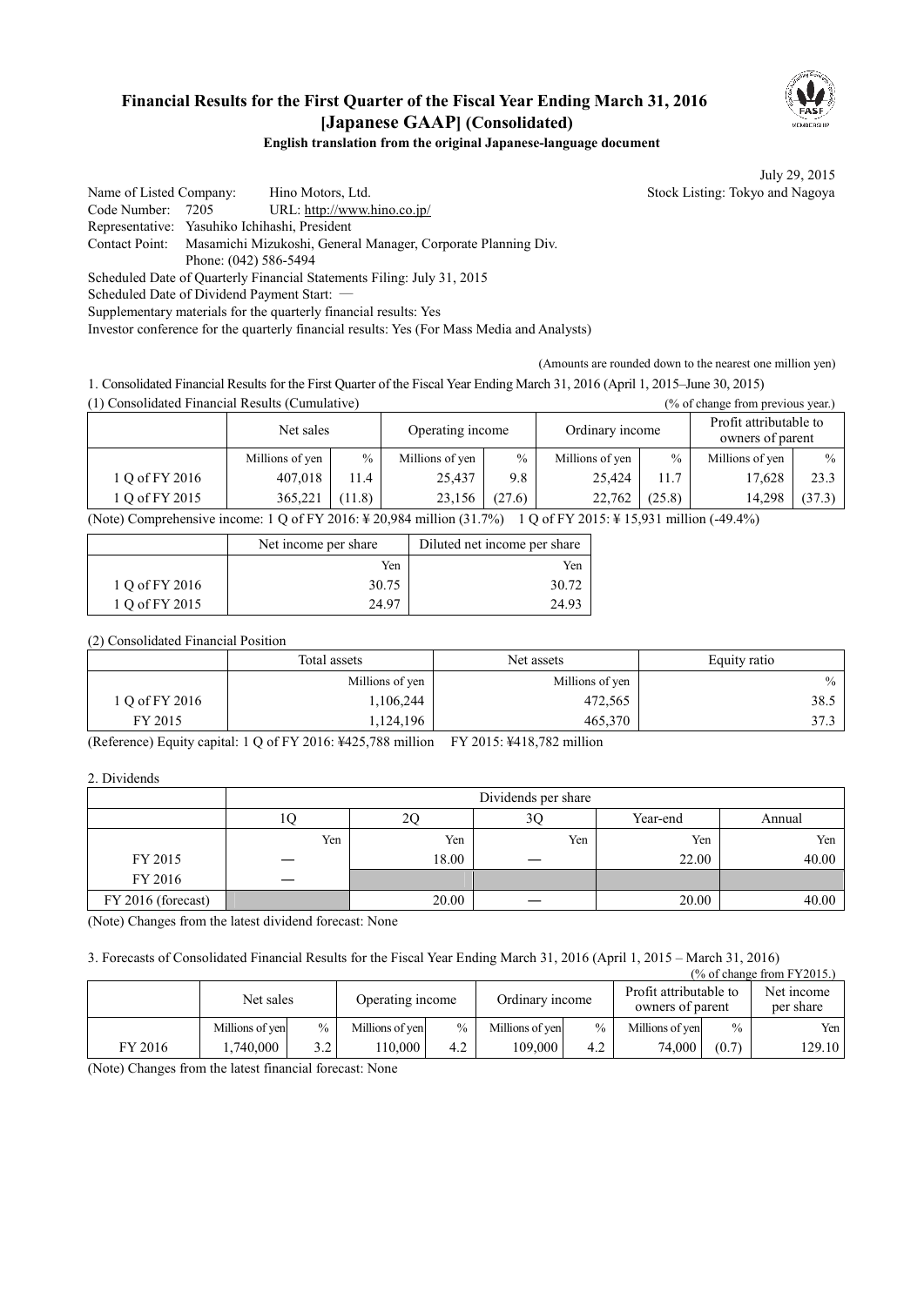# Financial Results for the First Quarter of the Fiscal Year Ending March 31, 2016 [Japanese GAAP] (Consolidated)

**English translation from the original Japanese-language document**

July 29, 2015

Name of Listed Company: Hino Motors, Ltd.
Stock Listing: Tokyo and Nagoya
Code Number: 7205 URL: http://www.hino.co.jp/
Representative: Yasuhiko Ichihashi, President
Contact Point: Masamichi Mizukoshi, General Manager, Corporate Planning Div.
Phone: (042) 586-5494
Scheduled Date of Quarterly Financial Statements Filing: July 31, 2015
Scheduled Date of Dividend Payment Start: —
Supplementary materials for the quarterly financial results: Yes
Investor conference for the quarterly financial results: Yes (For Mass Media and Analysts)

(Amounts are rounded down to the nearest one million yen)

1. Consolidated Financial Results for the First Quarter of the Fiscal Year Ending March 31, 2016 (April 1, 2015–June 30, 2015)

(1) Consolidated Financial Results (Cumulative) (% of change from previous year.)

| | Net sales | | Operating income | | Ordinary income | | Profit attributable to owners of parent | |
|---|---|---|---|---|---|---|---|---|
| | Millions of yen | % | Millions of yen | % | Millions of yen | % | Millions of yen | % |
| 1 Q of FY 2016 | 407,018 | 11.4 | 25,437 | 9.8 | 25,424 | 11.7 | 17,628 | 23.3 |
| 1 Q of FY 2015 | 365,221 | (11.8) | 23,156 | (27.6) | 22,762 | (25.8) | 14,298 | (37.3) |

(Note) Comprehensive income: 1 Q of FY 2016: ¥ 20,984 million (31.7%) 1 Q of FY 2015: ¥ 15,931 million (-49.4%)

| | Net income per share | Diluted net income per share |
|---|---|---|
| | Yen | Yen |
| 1 Q of FY 2016 | 30.75 | 30.72 |
| 1 Q of FY 2015 | 24.97 | 24.93 |

(2) Consolidated Financial Position

| | Total assets | Net assets | Equity ratio |
|---|---|---|---|
| | Millions of yen | Millions of yen | % |
| 1 Q of FY 2016 | 1,106,244 | 472,565 | 38.5 |
| FY 2015 | 1,124,196 | 465,370 | 37.3 |

(Reference) Equity capital: 1 Q of FY 2016: ¥425,788 million FY 2015: ¥418,782 million

2. Dividends

| | Dividends per share | | | | |
|---|---|---|---|---|---|
| | 1Q | 2Q | 3Q | Year-end | Annual |
| | Yen | Yen | Yen | Yen | Yen |
| FY 2015 | — | 18.00 | — | 22.00 | 40.00 |
| FY 2016 | — | | | | |
| FY 2016 (forecast) | | 20.00 | — | 20.00 | 40.00 |

(Note) Changes from the latest dividend forecast: None

3. Forecasts of Consolidated Financial Results for the Fiscal Year Ending March 31, 2016 (April 1, 2015 – March 31, 2016)

(% of change from FY2015.)

| | Net sales | | Operating income | | Ordinary income | | Profit attributable to owners of parent | | Net income per share |
|---|---|---|---|---|---|---|---|---|---|
| | Millions of yen | % | Millions of yen | % | Millions of yen | % | Millions of yen | % | Yen |
| FY 2016 | 1,740,000 | 3.2 | 110,000 | 4.2 | 109,000 | 4.2 | 74,000 | (0.7) | 129.10 |

(Note) Changes from the latest financial forecast: None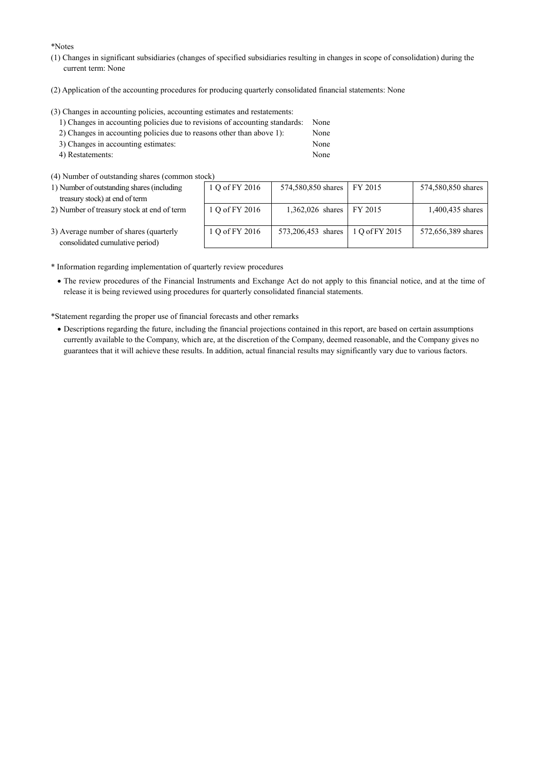*Notes

(1) Changes in significant subsidiaries (changes of specified subsidiaries resulting in changes in scope of consolidation) during the current term: None

(2) Application of the accounting procedures for producing quarterly consolidated financial statements: None

(3) Changes in accounting policies, accounting estimates and restatements:

1) Changes in accounting policies due to revisions of accounting standards: None
2) Changes in accounting policies due to reasons other than above 1): None
3) Changes in accounting estimates: None
4) Restatements: None

(4) Number of outstanding shares (common stock)

| | | | | |
|---|---|---|---|---|
| 1) Number of outstanding shares (including treasury stock) at end of term | 1 Q of FY 2016 | 574,580,850 shares | FY 2015 | 574,580,850 shares |
| 2) Number of treasury stock at end of term | 1 Q of FY 2016 | 1,362,026 shares | FY 2015 | 1,400,435 shares |
| 3) Average number of shares (quarterly consolidated cumulative period) | 1 Q of FY 2016 | 573,206,453 shares | 1 Q of FY 2015 | 572,656,389 shares |

\* Information regarding implementation of quarterly review procedures

- The review procedures of the Financial Instruments and Exchange Act do not apply to this financial notice, and at the time of release it is being reviewed using procedures for quarterly consolidated financial statements.

*Statement regarding the proper use of financial forecasts and other remarks

- Descriptions regarding the future, including the financial projections contained in this report, are based on certain assumptions currently available to the Company, which are, at the discretion of the Company, deemed reasonable, and the Company gives no guarantees that it will achieve these results. In addition, actual financial results may significantly vary due to various factors.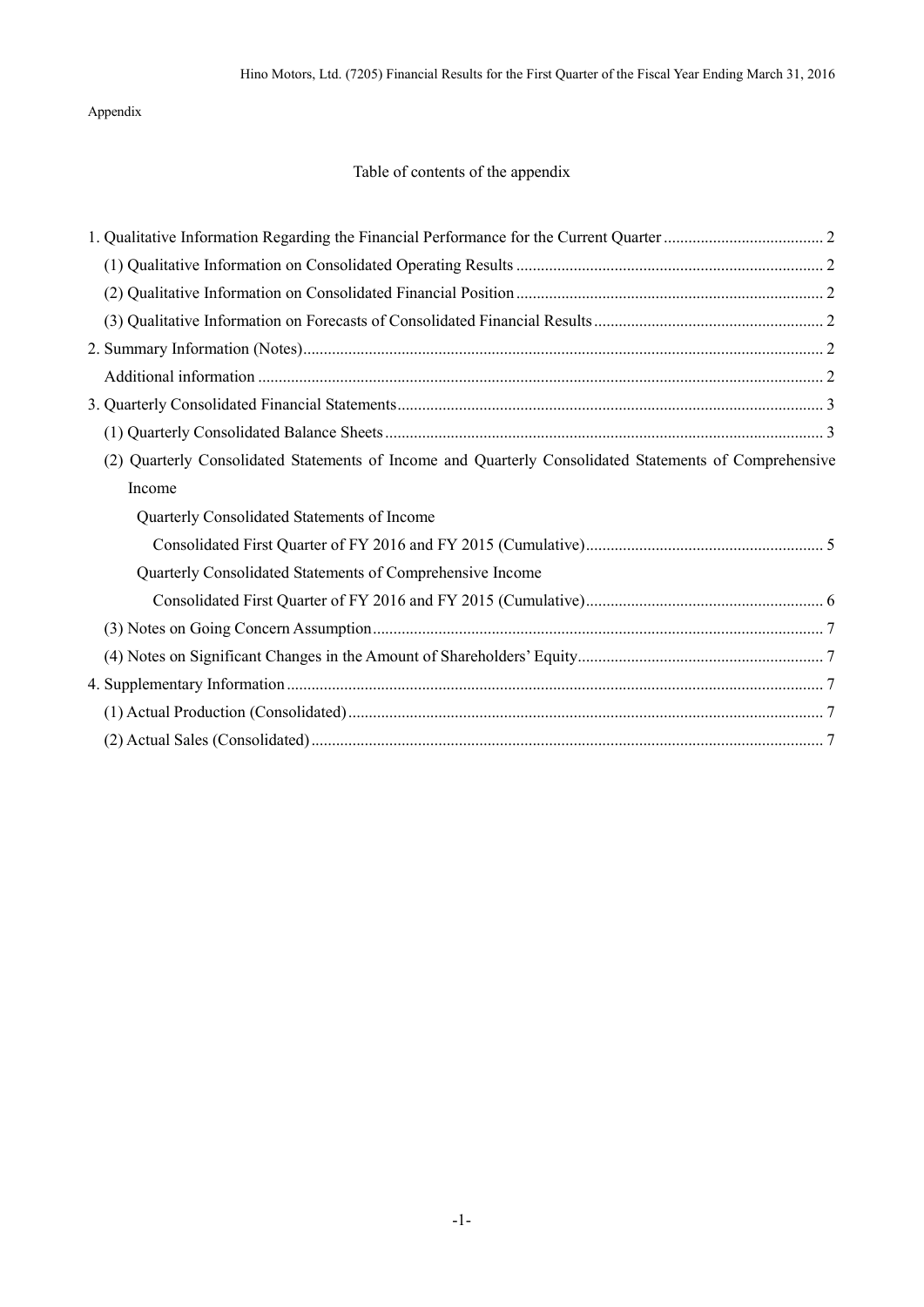Appendix

## Table of contents of the appendix

1. Qualitative Information Regarding the Financial Performance for the Current Quarter ....................................... 2
   - (1) Qualitative Information on Consolidated Operating Results ........................................................................... 2
   - (2) Qualitative Information on Consolidated Financial Position ........................................................................... 2
   - (3) Qualitative Information on Forecasts of Consolidated Financial Results ........................................................ 2
2. Summary Information (Notes).............................................................................................................................. 2
   - Additional information ......................................................................................................................................... 2
3. Quarterly Consolidated Financial Statements ....................................................................................................... 3
   - (1) Quarterly Consolidated Balance Sheets .......................................................................................................... 3
   - (2) Quarterly Consolidated Statements of Income and Quarterly Consolidated Statements of Comprehensive Income
     - Quarterly Consolidated Statements of Income
       - Consolidated First Quarter of FY 2016 and FY 2015 (Cumulative) .......................................................... 5
     - Quarterly Consolidated Statements of Comprehensive Income
       - Consolidated First Quarter of FY 2016 and FY 2015 (Cumulative) .......................................................... 6
   - (3) Notes on Going Concern Assumption ............................................................................................................. 7
   - (4) Notes on Significant Changes in the Amount of Shareholders' Equity ........................................................... 7
4. Supplementary Information .................................................................................................................................. 7
   - (1) Actual Production (Consolidated) ................................................................................................................... 7
   - (2) Actual Sales (Consolidated) ............................................................................................................................ 7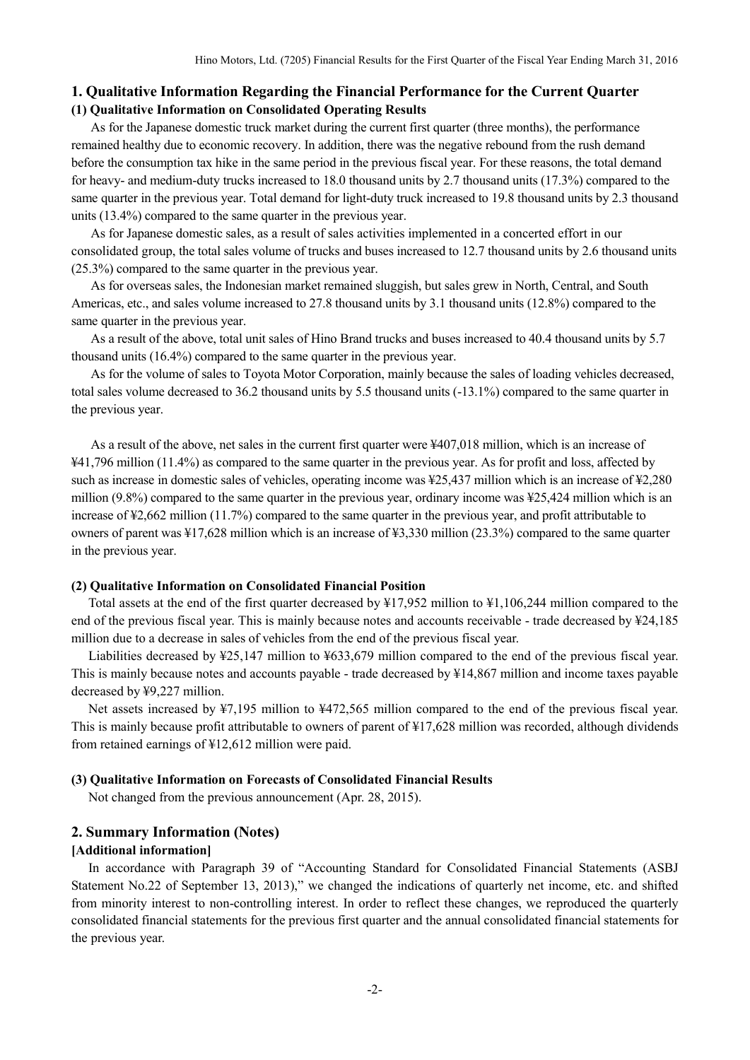## 1. Qualitative Information Regarding the Financial Performance for the Current Quarter

### (1) Qualitative Information on Consolidated Operating Results

As for the Japanese domestic truck market during the current first quarter (three months), the performance remained healthy due to economic recovery. In addition, there was the negative rebound from the rush demand before the consumption tax hike in the same period in the previous fiscal year. For these reasons, the total demand for heavy- and medium-duty trucks increased to 18.0 thousand units by 2.7 thousand units (17.3%) compared to the same quarter in the previous year. Total demand for light-duty truck increased to 19.8 thousand units by 2.3 thousand units (13.4%) compared to the same quarter in the previous year.

As for Japanese domestic sales, as a result of sales activities implemented in a concerted effort in our consolidated group, the total sales volume of trucks and buses increased to 12.7 thousand units by 2.6 thousand units (25.3%) compared to the same quarter in the previous year.

As for overseas sales, the Indonesian market remained sluggish, but sales grew in North, Central, and South Americas, etc., and sales volume increased to 27.8 thousand units by 3.1 thousand units (12.8%) compared to the same quarter in the previous year.

As a result of the above, total unit sales of Hino Brand trucks and buses increased to 40.4 thousand units by 5.7 thousand units (16.4%) compared to the same quarter in the previous year.

As for the volume of sales to Toyota Motor Corporation, mainly because the sales of loading vehicles decreased, total sales volume decreased to 36.2 thousand units by 5.5 thousand units (-13.1%) compared to the same quarter in the previous year.

As a result of the above, net sales in the current first quarter were ¥407,018 million, which is an increase of ¥41,796 million (11.4%) as compared to the same quarter in the previous year. As for profit and loss, affected by such as increase in domestic sales of vehicles, operating income was ¥25,437 million which is an increase of ¥2,280 million (9.8%) compared to the same quarter in the previous year, ordinary income was ¥25,424 million which is an increase of ¥2,662 million (11.7%) compared to the same quarter in the previous year, and profit attributable to owners of parent was ¥17,628 million which is an increase of ¥3,330 million (23.3%) compared to the same quarter in the previous year.

### (2) Qualitative Information on Consolidated Financial Position

Total assets at the end of the first quarter decreased by ¥17,952 million to ¥1,106,244 million compared to the end of the previous fiscal year. This is mainly because notes and accounts receivable - trade decreased by ¥24,185 million due to a decrease in sales of vehicles from the end of the previous fiscal year.

Liabilities decreased by ¥25,147 million to ¥633,679 million compared to the end of the previous fiscal year. This is mainly because notes and accounts payable - trade decreased by ¥14,867 million and income taxes payable decreased by ¥9,227 million.

Net assets increased by ¥7,195 million to ¥472,565 million compared to the end of the previous fiscal year. This is mainly because profit attributable to owners of parent of ¥17,628 million was recorded, although dividends from retained earnings of ¥12,612 million were paid.

### (3) Qualitative Information on Forecasts of Consolidated Financial Results

Not changed from the previous announcement (Apr. 28, 2015).

## 2. Summary Information (Notes)

### [Additional information]

In accordance with Paragraph 39 of "Accounting Standard for Consolidated Financial Statements (ASBJ Statement No.22 of September 13, 2013)," we changed the indications of quarterly net income, etc. and shifted from minority interest to non-controlling interest. In order to reflect these changes, we reproduced the quarterly consolidated financial statements for the previous first quarter and the annual consolidated financial statements for the previous year.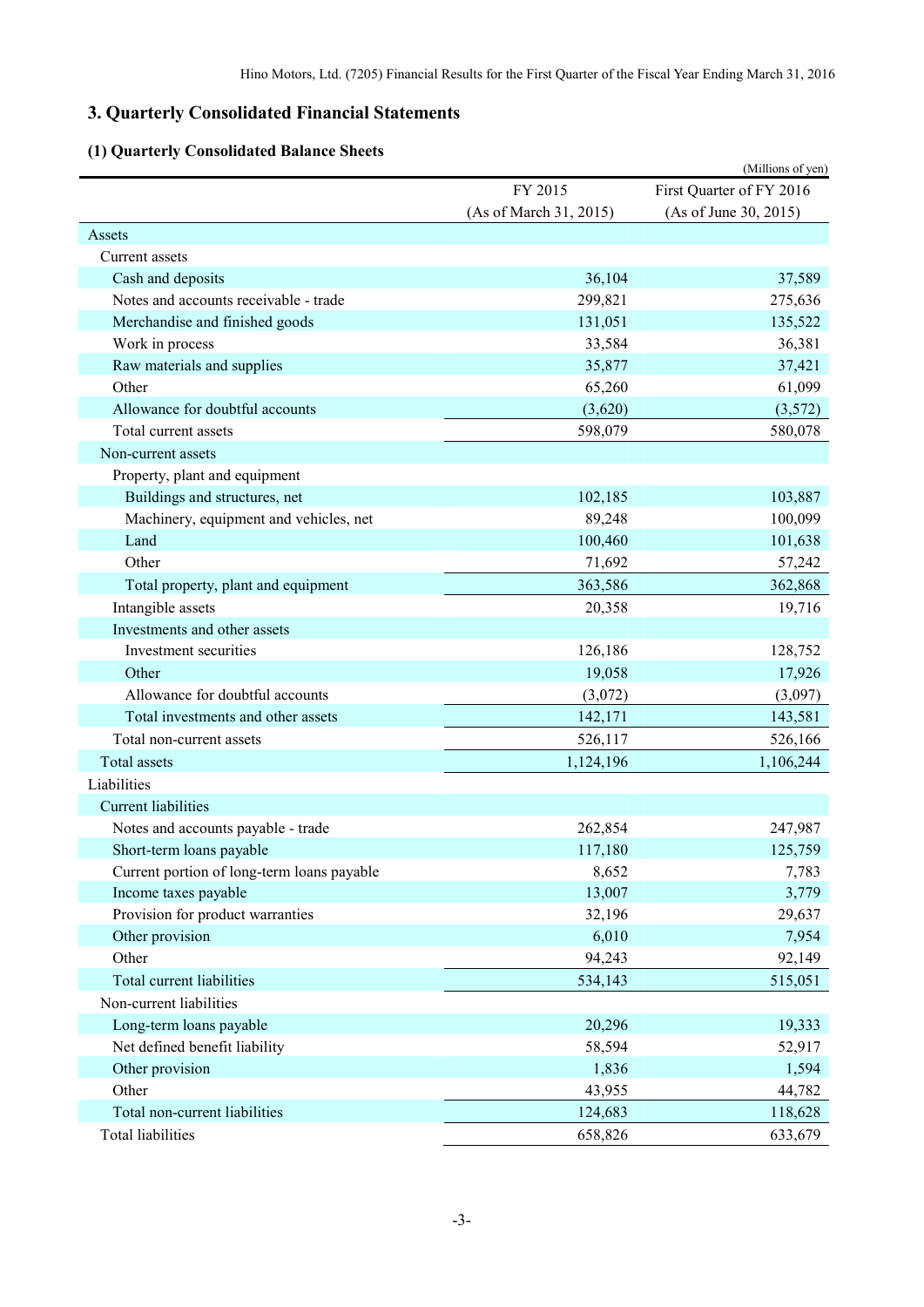## 3. Quarterly Consolidated Financial Statements

### (1) Quarterly Consolidated Balance Sheets

(Millions of yen)

| | FY 2015 (As of March 31, 2015) | First Quarter of FY 2016 (As of June 30, 2015) |
|---|---|---|
| Assets | | |
| Current assets | | |
| Cash and deposits | 36,104 | 37,589 |
| Notes and accounts receivable - trade | 299,821 | 275,636 |
| Merchandise and finished goods | 131,051 | 135,522 |
| Work in process | 33,584 | 36,381 |
| Raw materials and supplies | 35,877 | 37,421 |
| Other | 65,260 | 61,099 |
| Allowance for doubtful accounts | (3,620) | (3,572) |
| Total current assets | 598,079 | 580,078 |
| Non-current assets | | |
| Property, plant and equipment | | |
| Buildings and structures, net | 102,185 | 103,887 |
| Machinery, equipment and vehicles, net | 89,248 | 100,099 |
| Land | 100,460 | 101,638 |
| Other | 71,692 | 57,242 |
| Total property, plant and equipment | 363,586 | 362,868 |
| Intangible assets | 20,358 | 19,716 |
| Investments and other assets | | |
| Investment securities | 126,186 | 128,752 |
| Other | 19,058 | 17,926 |
| Allowance for doubtful accounts | (3,072) | (3,097) |
| Total investments and other assets | 142,171 | 143,581 |
| Total non-current assets | 526,117 | 526,166 |
| Total assets | 1,124,196 | 1,106,244 |
| Liabilities | | |
| Current liabilities | | |
| Notes and accounts payable - trade | 262,854 | 247,987 |
| Short-term loans payable | 117,180 | 125,759 |
| Current portion of long-term loans payable | 8,652 | 7,783 |
| Income taxes payable | 13,007 | 3,779 |
| Provision for product warranties | 32,196 | 29,637 |
| Other provision | 6,010 | 7,954 |
| Other | 94,243 | 92,149 |
| Total current liabilities | 534,143 | 515,051 |
| Non-current liabilities | | |
| Long-term loans payable | 20,296 | 19,333 |
| Net defined benefit liability | 58,594 | 52,917 |
| Other provision | 1,836 | 1,594 |
| Other | 43,955 | 44,782 |
| Total non-current liabilities | 124,683 | 118,628 |
| Total liabilities | 658,826 | 633,679 |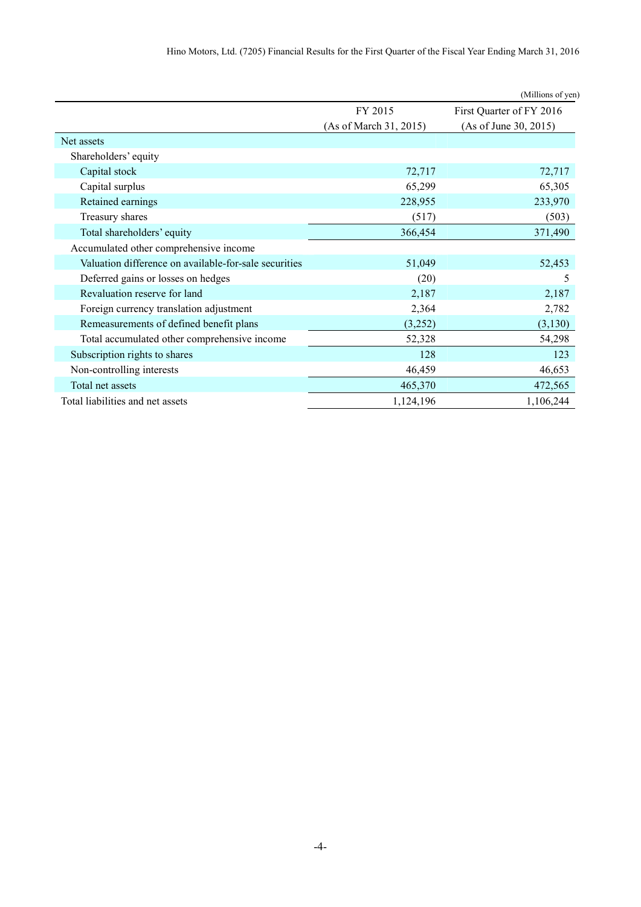(Millions of yen)

| | FY 2015 (As of March 31, 2015) | First Quarter of FY 2016 (As of June 30, 2015) |
|---|---|---|
| Net assets | | |
| Shareholders' equity | | |
| Capital stock | 72,717 | 72,717 |
| Capital surplus | 65,299 | 65,305 |
| Retained earnings | 228,955 | 233,970 |
| Treasury shares | (517) | (503) |
| Total shareholders' equity | 366,454 | 371,490 |
| Accumulated other comprehensive income | | |
| Valuation difference on available-for-sale securities | 51,049 | 52,453 |
| Deferred gains or losses on hedges | (20) | 5 |
| Revaluation reserve for land | 2,187 | 2,187 |
| Foreign currency translation adjustment | 2,364 | 2,782 |
| Remeasurements of defined benefit plans | (3,252) | (3,130) |
| Total accumulated other comprehensive income | 52,328 | 54,298 |
| Subscription rights to shares | 128 | 123 |
| Non-controlling interests | 46,459 | 46,653 |
| Total net assets | 465,370 | 472,565 |
| Total liabilities and net assets | 1,124,196 | 1,106,244 |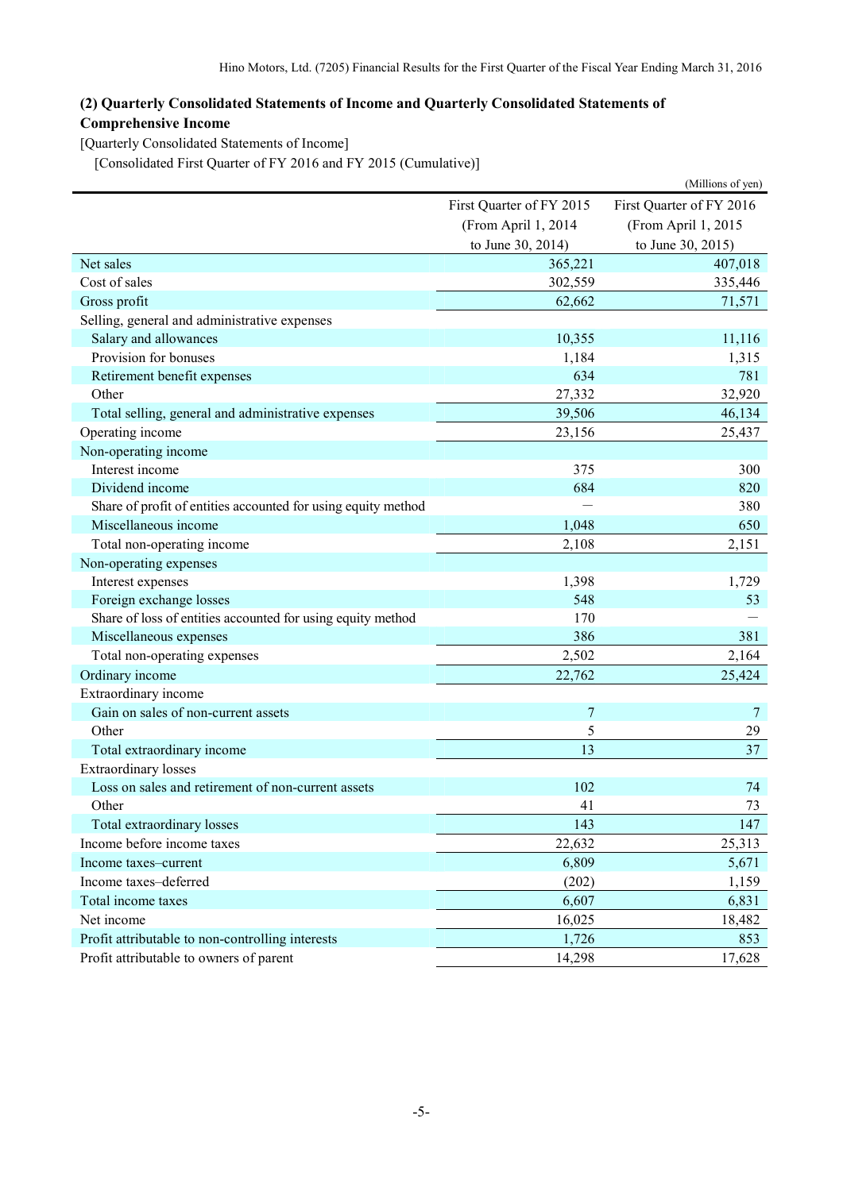### (2) Quarterly Consolidated Statements of Income and Quarterly Consolidated Statements of Comprehensive Income

[Quarterly Consolidated Statements of Income]

[Consolidated First Quarter of FY 2016 and FY 2015 (Cumulative)]

(Millions of yen)

| | First Quarter of FY 2015 (From April 1, 2014 to June 30, 2014) | First Quarter of FY 2016 (From April 1, 2015 to June 30, 2015) |
|---|---|---|
| Net sales | 365,221 | 407,018 |
| Cost of sales | 302,559 | 335,446 |
| Gross profit | 62,662 | 71,571 |
| Selling, general and administrative expenses | | |
| Salary and allowances | 10,355 | 11,116 |
| Provision for bonuses | 1,184 | 1,315 |
| Retirement benefit expenses | 634 | 781 |
| Other | 27,332 | 32,920 |
| Total selling, general and administrative expenses | 39,506 | 46,134 |
| Operating income | 23,156 | 25,437 |
| Non-operating income | | |
| Interest income | 375 | 300 |
| Dividend income | 684 | 820 |
| Share of profit of entities accounted for using equity method | — | 380 |
| Miscellaneous income | 1,048 | 650 |
| Total non-operating income | 2,108 | 2,151 |
| Non-operating expenses | | |
| Interest expenses | 1,398 | 1,729 |
| Foreign exchange losses | 548 | 53 |
| Share of loss of entities accounted for using equity method | 170 | — |
| Miscellaneous expenses | 386 | 381 |
| Total non-operating expenses | 2,502 | 2,164 |
| Ordinary income | 22,762 | 25,424 |
| Extraordinary income | | |
| Gain on sales of non-current assets | 7 | 7 |
| Other | 5 | 29 |
| Total extraordinary income | 13 | 37 |
| Extraordinary losses | | |
| Loss on sales and retirement of non-current assets | 102 | 74 |
| Other | 41 | 73 |
| Total extraordinary losses | 143 | 147 |
| Income before income taxes | 22,632 | 25,313 |
| Income taxes–current | 6,809 | 5,671 |
| Income taxes–deferred | (202) | 1,159 |
| Total income taxes | 6,607 | 6,831 |
| Net income | 16,025 | 18,482 |
| Profit attributable to non-controlling interests | 1,726 | 853 |
| Profit attributable to owners of parent | 14,298 | 17,628 |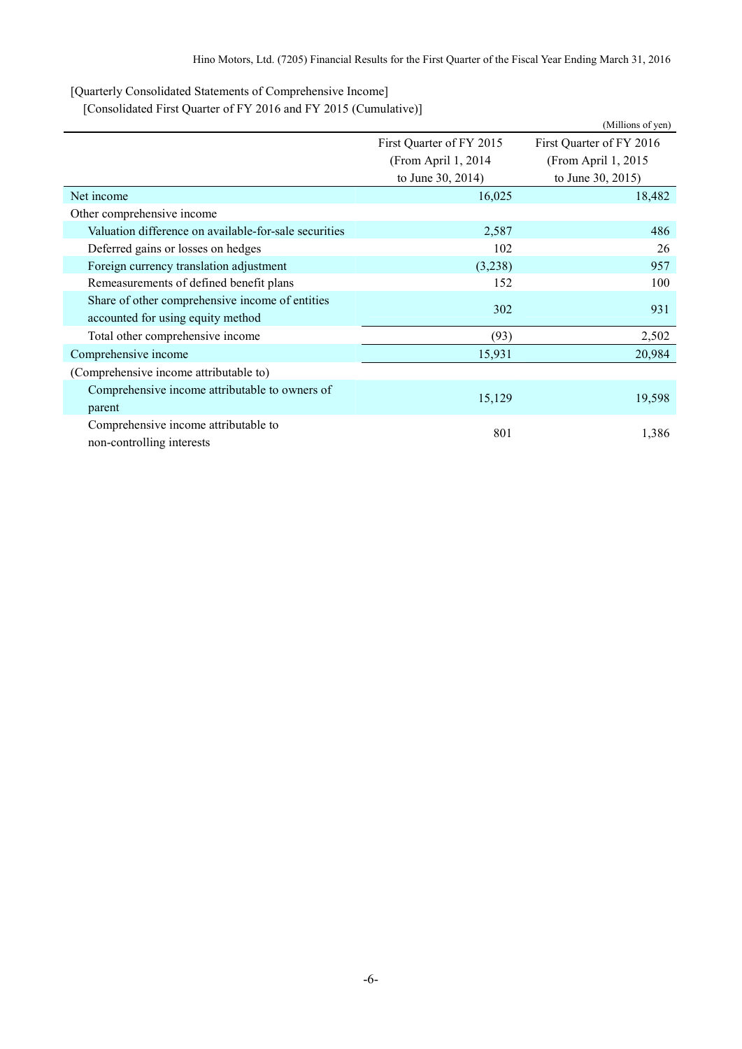[Quarterly Consolidated Statements of Comprehensive Income]

[Consolidated First Quarter of FY 2016 and FY 2015 (Cumulative)]

(Millions of yen)

| | First Quarter of FY 2015 (From April 1, 2014 to June 30, 2014) | First Quarter of FY 2016 (From April 1, 2015 to June 30, 2015) |
|---|---|---|
| Net income | 16,025 | 18,482 |
| Other comprehensive income | | |
| Valuation difference on available-for-sale securities | 2,587 | 486 |
| Deferred gains or losses on hedges | 102 | 26 |
| Foreign currency translation adjustment | (3,238) | 957 |
| Remeasurements of defined benefit plans | 152 | 100 |
| Share of other comprehensive income of entities accounted for using equity method | 302 | 931 |
| Total other comprehensive income | (93) | 2,502 |
| Comprehensive income | 15,931 | 20,984 |
| (Comprehensive income attributable to) | | |
| Comprehensive income attributable to owners of parent | 15,129 | 19,598 |
| Comprehensive income attributable to non-controlling interests | 801 | 1,386 |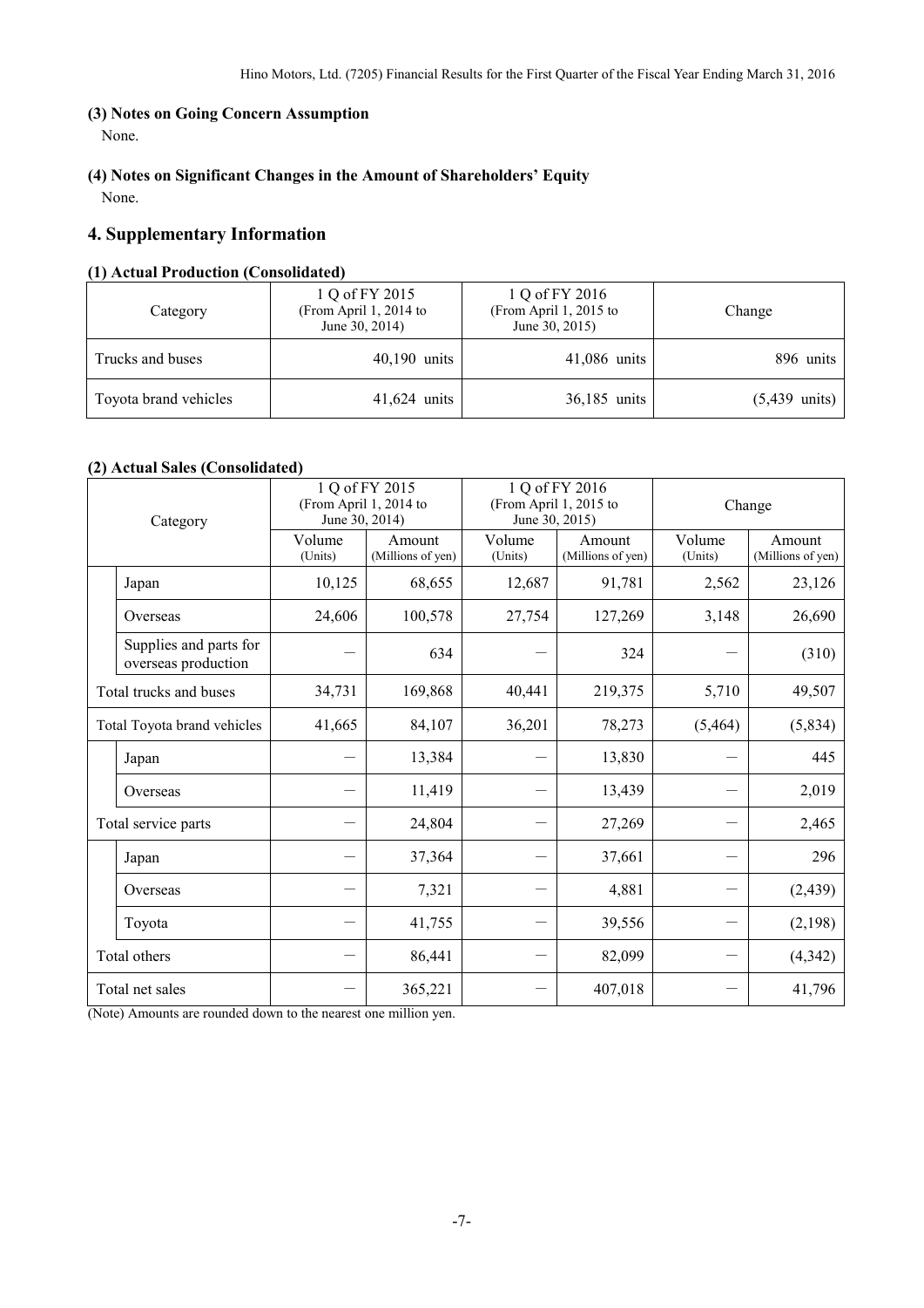**(3) Notes on Going Concern Assumption**

None.

**(4) Notes on Significant Changes in the Amount of Shareholders' Equity**

None.

## 4. Supplementary Information

**(1) Actual Production (Consolidated)**

| Category | 1 Q of FY 2015 (From April 1, 2014 to June 30, 2014) | 1 Q of FY 2016 (From April 1, 2015 to June 30, 2015) | Change |
|---|---|---|---|
| Trucks and buses | 40,190 units | 41,086 units | 896 units |
| Toyota brand vehicles | 41,624 units | 36,185 units | (5,439 units) |

**(2) Actual Sales (Consolidated)**

| Category | | 1 Q of FY 2015 (From April 1, 2014 to June 30, 2014) | | 1 Q of FY 2016 (From April 1, 2015 to June 30, 2015) | | Change | |
|---|---|---|---|---|---|---|---|
| | | Volume (Units) | Amount (Millions of yen) | Volume (Units) | Amount (Millions of yen) | Volume (Units) | Amount (Millions of yen) |
| | Japan | 10,125 | 68,655 | 12,687 | 91,781 | 2,562 | 23,126 |
| | Overseas | 24,606 | 100,578 | 27,754 | 127,269 | 3,148 | 26,690 |
| | Supplies and parts for overseas production | — | 634 | — | 324 | — | (310) |
| Total trucks and buses | | 34,731 | 169,868 | 40,441 | 219,375 | 5,710 | 49,507 |
| Total Toyota brand vehicles | | 41,665 | 84,107 | 36,201 | 78,273 | (5,464) | (5,834) |
| | Japan | — | 13,384 | — | 13,830 | — | 445 |
| | Overseas | — | 11,419 | — | 13,439 | — | 2,019 |
| Total service parts | | — | 24,804 | — | 27,269 | — | 2,465 |
| | Japan | — | 37,364 | — | 37,661 | — | 296 |
| | Overseas | — | 7,321 | — | 4,881 | — | (2,439) |
| | Toyota | — | 41,755 | — | 39,556 | — | (2,198) |
| Total others | | — | 86,441 | — | 82,099 | — | (4,342) |
| Total net sales | | — | 365,221 | — | 407,018 | — | 41,796 |

(Note) Amounts are rounded down to the nearest one million yen.